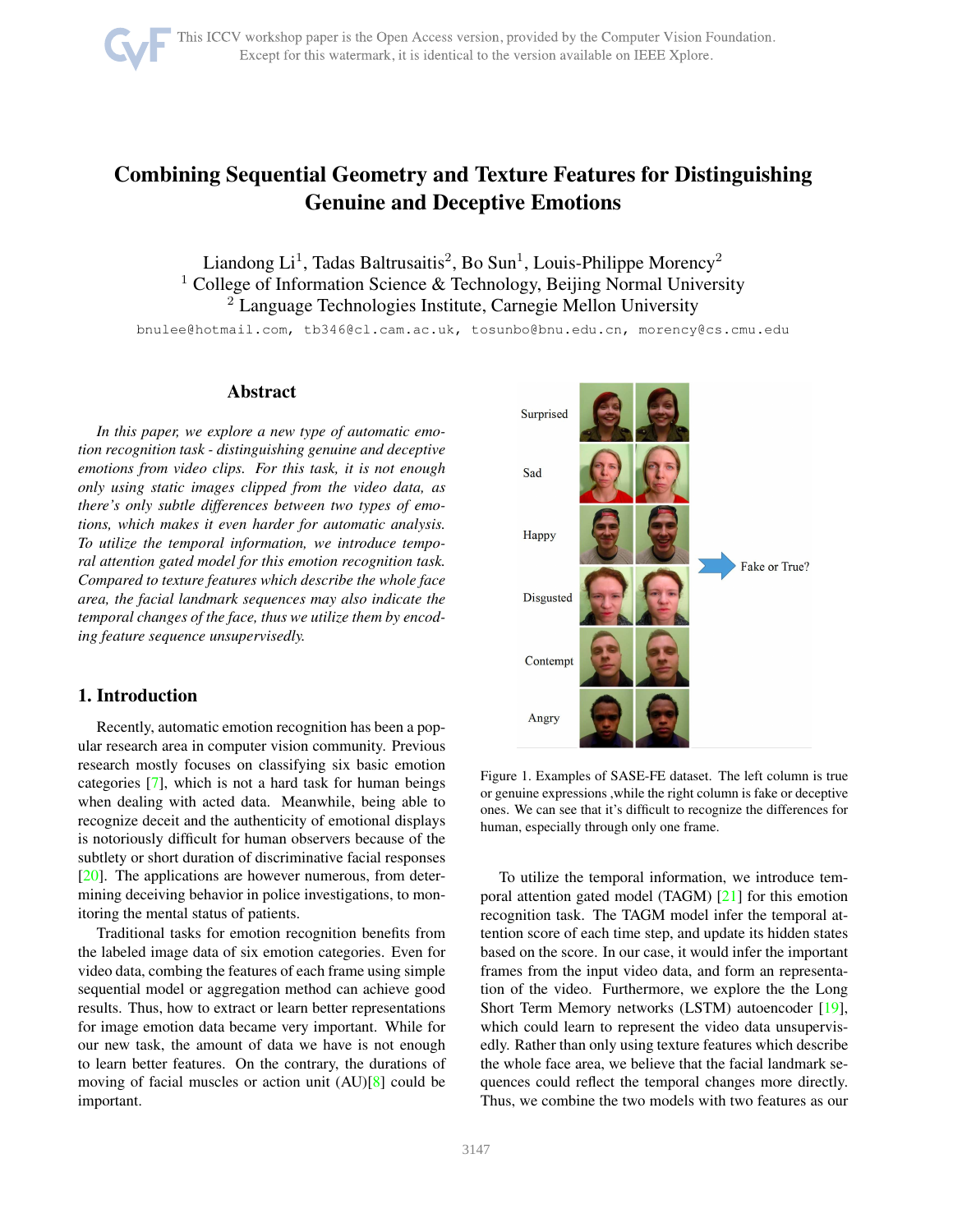# Combining Sequential Geometry and Texture Features for Distinguishing Genuine and Deceptive Emotions

Liandong Li[1], Tadas Baltrusaitis[2], Bo Sun[1], Louis-Philippe Morency[2]

[1] College of Information Science & Technology, Beijing Normal University

[2] Language Technologies Institute, Carnegie Mellon University

bnulee@hotmail.com, tb346@cl.cam.ac.uk, tosunbo@bnu.edu.cn, morency@cs.cmu.edu

## Abstract

*In this paper, we explore a new type of automatic emotion recognition task - distinguishing genuine and deceptive emotions from video clips. For this task, it is not enough only using static images clipped from the video data, as there's only subtle differences between two types of emotions, which makes it even harder for automatic analysis. To utilize the temporal information, we introduce temporal attention gated model for this emotion recognition task. Compared to texture features which describe the whole face area, the facial landmark sequences may also indicate the temporal changes of the face, thus we utilize them by encoding feature sequence unsupervisedly.*

## 1. Introduction

Recently, automatic emotion recognition has been a popular research area in computer vision community. Previous research mostly focuses on classifying six basic emotion categories [7], which is not a hard task for human beings when dealing with acted data. Meanwhile, being able to recognize deceit and the authenticity of emotional displays is notoriously difficult for human observers because of the subtlety or short duration of discriminative facial responses [20]. The applications are however numerous, from determining deceiving behavior in police investigations, to monitoring the mental status of patients.

Traditional tasks for emotion recognition benefits from the labeled image data of six emotion categories. Even for video data, combing the features of each frame using simple sequential model or aggregation method can achieve good results. Thus, how to extract or learn better representations for image emotion data became very important. While for our new task, the amount of data we have is not enough to learn better features. On the contrary, the durations of moving of facial muscles or action unit (AU)[8] could be important.

Surprised

Sad

Happy

Disgusted

Contempt

Angry

Fake or True?

Figure 1. Examples of SASE-FE dataset. The left column is true or genuine expressions ,while the right column is fake or deceptive ones. We can see that it's difficult to recognize the differences for human, especially through only one frame.

To utilize the temporal information, we introduce temporal attention gated model (TAGM) [21] for this emotion recognition task. The TAGM model infer the temporal attention score of each time step, and update its hidden states based on the score. In our case, it would infer the important frames from the input video data, and form an representation of the video. Furthermore, we explore the the Long Short Term Memory networks (LSTM) autoencoder [19], which could learn to represent the video data unsupervisedly. Rather than only using texture features which describe the whole face area, we believe that the facial landmark sequences could reflect the temporal changes more directly. Thus, we combine the two models with two features as our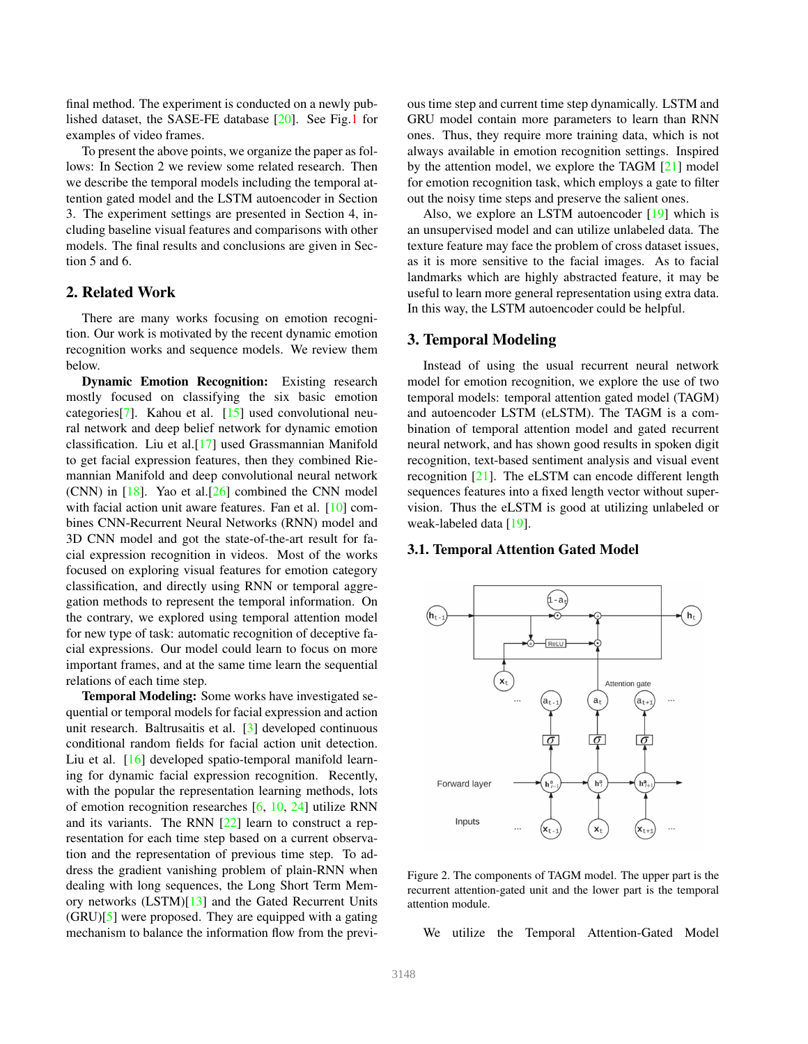final method. The experiment is conducted on a newly published dataset, the SASE-FE database [20]. See Fig.1 for examples of video frames.

To present the above points, we organize the paper as follows: In Section 2 we review some related research. Then we describe the temporal models including the temporal attention gated model and the LSTM autoencoder in Section 3. The experiment settings are presented in Section 4, including baseline visual features and comparisons with other models. The final results and conclusions are given in Section 5 and 6.

## 2. Related Work

There are many works focusing on emotion recognition. Our work is motivated by the recent dynamic emotion recognition works and sequence models. We review them below.

**Dynamic Emotion Recognition:** Existing research mostly focused on classifying the six basic emotion categories[7]. Kahou et al. [15] used convolutional neural network and deep belief network for dynamic emotion classification. Liu et al.[17] used Grassmannian Manifold to get facial expression features, then they combined Riemannian Manifold and deep convolutional neural network (CNN) in [18]. Yao et al.[26] combined the CNN model with facial action unit aware features. Fan et al. [10] combines CNN-Recurrent Neural Networks (RNN) model and 3D CNN model and got the state-of-the-art result for facial expression recognition in videos. Most of the works focused on exploring visual features for emotion category classification, and directly using RNN or temporal aggregation methods to represent the temporal information. On the contrary, we explored using temporal attention model for new type of task: automatic recognition of deceptive facial expressions. Our model could learn to focus on more important frames, and at the same time learn the sequential relations of each time step.

**Temporal Modeling:** Some works have investigated sequential or temporal models for facial expression and action unit research. Baltrusaitis et al. [3] developed continuous conditional random fields for facial action unit detection. Liu et al. [16] developed spatio-temporal manifold learning for dynamic facial expression recognition. Recently, with the popular the representation learning methods, lots of emotion recognition researches [6, 10, 24] utilize RNN and its variants. The RNN [22] learn to construct a representation for each time step based on a current observation and the representation of previous time step. To address the gradient vanishing problem of plain-RNN when dealing with long sequences, the Long Short Term Memory networks (LSTM)[13] and the Gated Recurrent Units (GRU)[5] were proposed. They are equipped with a gating mechanism to balance the information flow from the previous time step and current time step dynamically. LSTM and GRU model contain more parameters to learn than RNN ones. Thus, they require more training data, which is not always available in emotion recognition settings. Inspired by the attention model, we explore the TAGM [21] model for emotion recognition task, which employs a gate to filter out the noisy time steps and preserve the salient ones.

Also, we explore an LSTM autoencoder [19] which is an unsupervised model and can utilize unlabeled data. The texture feature may face the problem of cross dataset issues, as it is more sensitive to the facial images. As to facial landmarks which are highly abstracted feature, it may be useful to learn more general representation using extra data. In this way, the LSTM autoencoder could be helpful.

## 3. Temporal Modeling

Instead of using the usual recurrent neural network model for emotion recognition, we explore the use of two temporal models: temporal attention gated model (TAGM) and autoencoder LSTM (eLSTM). The TAGM is a combination of temporal attention model and gated recurrent neural network, and has shown good results in spoken digit recognition, text-based sentiment analysis and visual event recognition [21]. The eLSTM can encode different length sequences features into a fixed length vector without supervision. Thus the eLSTM is good at utilizing unlabeled or weak-labeled data [19].

### 3.1. Temporal Attention Gated Model

Figure 2. The components of TAGM model. The upper part is the recurrent attention-gated unit and the lower part is the temporal attention module.

We utilize the Temporal Attention-Gated Model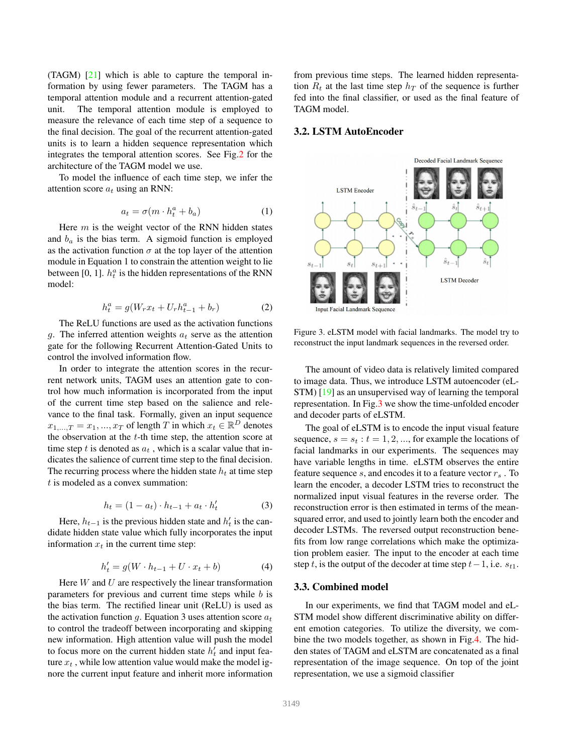(TAGM) [21] which is able to capture the temporal information by using fewer parameters. The TAGM has a temporal attention module and a recurrent attention-gated unit. The temporal attention module is employed to measure the relevance of each time step of a sequence to the final decision. The goal of the recurrent attention-gated units is to learn a hidden sequence representation which integrates the temporal attention scores. See Fig.2 for the architecture of the TAGM model we use.

To model the influence of each time step, we infer the attention score $a_t$ using an RNN:

$$a_t = \sigma(m \cdot h_t^a + b_a) \tag{1}$$

Here $m$ is the weight vector of the RNN hidden states and $b_a$ is the bias term. A sigmoid function is employed as the activation function $\sigma$ at the top layer of the attention module in Equation 1 to constrain the attention weight to lie between [0, 1]. $h_t^a$ is the hidden representations of the RNN model:

$$h_t^a = g(W_r x_t + U_r h_{t-1}^a + b_r) \tag{2}$$

The ReLU functions are used as the activation functions $g$. The inferred attention weights $a_t$ serve as the attention gate for the following Recurrent Attention-Gated Units to control the involved information flow.

In order to integrate the attention scores in the recurrent network units, TAGM uses an attention gate to control how much information is incorporated from the input of the current time step based on the salience and relevance to the final task. Formally, given an input sequence $x_{1,...,T} = x_1, ..., x_T$ of length $T$ in which $x_t \in \mathbb{R}^D$ denotes the observation at the $t$-th time step, the attention score at time step $t$ is denoted as $a_t$ , which is a scalar value that indicates the salience of current time step to the final decision. The recurring process where the hidden state $h_t$ at time step $t$ is modeled as a convex summation:

$$h_t = (1 - a_t) \cdot h_{t-1} + a_t \cdot h_t' \tag{3}$$

Here, $h_{t-1}$ is the previous hidden state and $h_t'$ is the candidate hidden state value which fully incorporates the input information $x_t$ in the current time step:

$$h_t' = g(W \cdot h_{t-1} + U \cdot x_t + b) \tag{4}$$

Here $W$ and $U$ are respectively the linear transformation parameters for previous and current time steps while $b$ is the bias term. The rectified linear unit (ReLU) is used as the activation function $g$. Equation 3 uses attention score $a_t$ to control the tradeoff between incorporating and skipping new information. High attention value will push the model to focus more on the current hidden state $h_t'$ and input feature $x_t$ , while low attention value would make the model ignore the current input feature and inherit more information from previous time steps. The learned hidden representation $R_t$ at the last time step $h_T$ of the sequence is further fed into the final classifier, or used as the final feature of TAGM model.

### 3.2. LSTM AutoEncoder

Figure 3. eLSTM model with facial landmarks. The model try to reconstruct the input landmark sequences in the reversed order.

The amount of video data is relatively limited compared to image data. Thus, we introduce LSTM autoencoder (eLSTM) [19] as an unsupervised way of learning the temporal representation. In Fig.3 we show the time-unfolded encoder and decoder parts of eLSTM.

The goal of eLSTM is to encode the input visual feature sequence, $s = s_t : t = 1, 2, ...$, for example the locations of facial landmarks in our experiments. The sequences may have variable lengths in time. eLSTM observes the entire feature sequence $s$, and encodes it to a feature vector $r_s$ . To learn the encoder, a decoder LSTM tries to reconstruct the normalized input visual features in the reverse order. The reconstruction error is then estimated in terms of the mean-squared error, and used to jointly learn both the encoder and decoder LSTMs. The reversed output reconstruction benefits from low range correlations which make the optimization problem easier. The input to the encoder at each time step $t$, is the output of the decoder at time step $t-1$, i.e. $s_{t1}$.

### 3.3. Combined model

In our experiments, we find that TAGM model and eLSTM model show different discriminative ability on different emotion categories. To utilize the diversity, we combine the two models together, as shown in Fig.4. The hidden states of TAGM and eLSTM are concatenated as a final representation of the image sequence. On top of the joint representation, we use a sigmoid classifier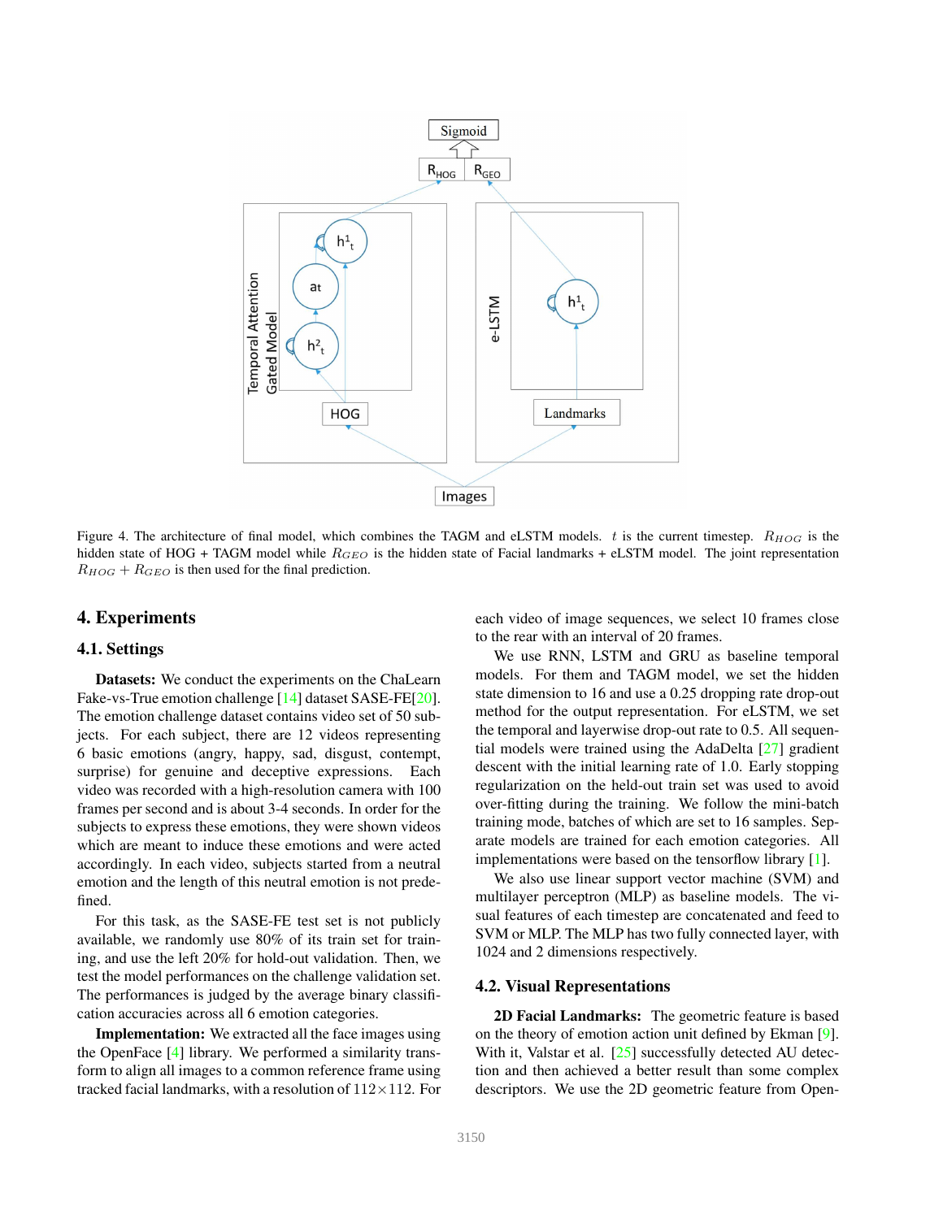Figure 4. The architecture of final model, which combines the TAGM and eLSTM models. $t$ is the current timestep. $R_{HOG}$ is the hidden state of HOG + TAGM model while $R_{GEO}$ is the hidden state of Facial landmarks + eLSTM model. The joint representation $R_{HOG} + R_{GEO}$ is then used for the final prediction.

# 4. Experiments

## 4.1. Settings

**Datasets:** We conduct the experiments on the ChaLearn Fake-vs-True emotion challenge [14] dataset SASE-FE[20]. The emotion challenge dataset contains video set of 50 subjects. For each subject, there are 12 videos representing 6 basic emotions (angry, happy, sad, disgust, contempt, surprise) for genuine and deceptive expressions. Each video was recorded with a high-resolution camera with 100 frames per second and is about 3-4 seconds. In order for the subjects to express these emotions, they were shown videos which are meant to induce these emotions and were acted accordingly. In each video, subjects started from a neutral emotion and the length of this neutral emotion is not predefined.

For this task, as the SASE-FE test set is not publicly available, we randomly use 80% of its train set for training, and use the left 20% for hold-out validation. Then, we test the model performances on the challenge validation set. The performances is judged by the average binary classification accuracies across all 6 emotion categories.

**Implementation:** We extracted all the face images using the OpenFace [4] library. We performed a similarity transform to align all images to a common reference frame using tracked facial landmarks, with a resolution of $112 \times 112$. For each video of image sequences, we select 10 frames close to the rear with an interval of 20 frames.

We use RNN, LSTM and GRU as baseline temporal models. For them and TAGM model, we set the hidden state dimension to 16 and use a 0.25 dropping rate drop-out method for the output representation. For eLSTM, we set the temporal and layerwise drop-out rate to 0.5. All sequential models were trained using the AdaDelta [27] gradient descent with the initial learning rate of 1.0. Early stopping regularization on the held-out train set was used to avoid over-fitting during the training. We follow the mini-batch training mode, batches of which are set to 16 samples. Separate models are trained for each emotion categories. All implementations were based on the tensorflow library [1].

We also use linear support vector machine (SVM) and multilayer perceptron (MLP) as baseline models. The visual features of each timestep are concatenated and feed to SVM or MLP. The MLP has two fully connected layer, with 1024 and 2 dimensions respectively.

## 4.2. Visual Representations

**2D Facial Landmarks:** The geometric feature is based on the theory of emotion action unit defined by Ekman [9]. With it, Valstar et al. [25] successfully detected AU detection and then achieved a better result than some complex descriptors. We use the 2D geometric feature from Open-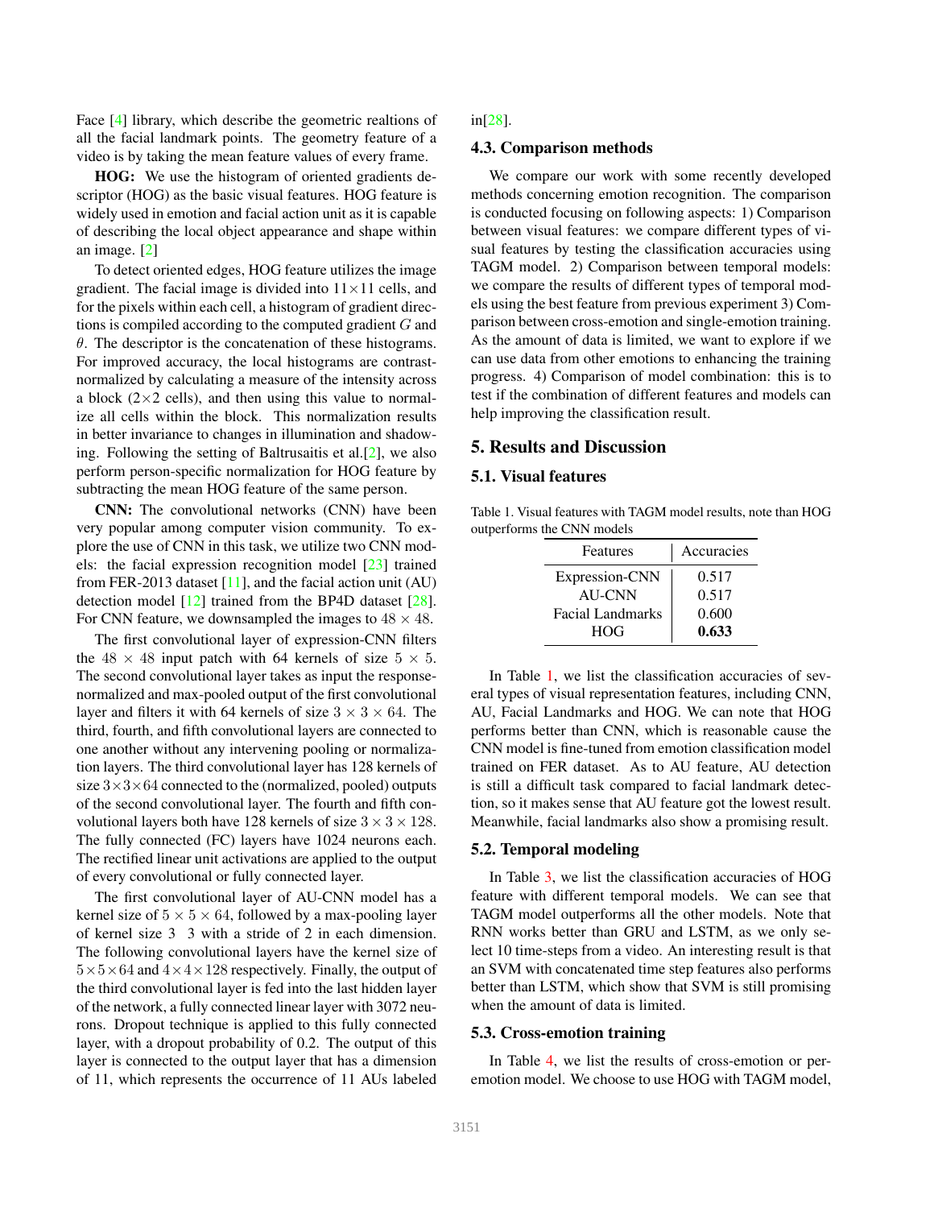Face [4] library, which describe the geometric realtions of all the facial landmark points. The geometry feature of a video is by taking the mean feature values of every frame.

**HOG:** We use the histogram of oriented gradients descriptor (HOG) as the basic visual features. HOG feature is widely used in emotion and facial action unit as it is capable of describing the local object appearance and shape within an image. [2]

To detect oriented edges, HOG feature utilizes the image gradient. The facial image is divided into $11 \times 11$ cells, and for the pixels within each cell, a histogram of gradient directions is compiled according to the computed gradient $G$ and $\theta$. The descriptor is the concatenation of these histograms. For improved accuracy, the local histograms are contrast-normalized by calculating a measure of the intensity across a block ($2 \times 2$ cells), and then using this value to normalize all cells within the block. This normalization results in better invariance to changes in illumination and shadowing. Following the setting of Baltrusaitis et al.[2], we also perform person-specific normalization for HOG feature by subtracting the mean HOG feature of the same person.

**CNN:** The convolutional networks (CNN) have been very popular among computer vision community. To explore the use of CNN in this task, we utilize two CNN models: the facial expression recognition model [23] trained from FER-2013 dataset [11], and the facial action unit (AU) detection model [12] trained from the BP4D dataset [28]. For CNN feature, we downsampled the images to $48 \times 48$.

The first convolutional layer of expression-CNN filters the $48 \times 48$ input patch with 64 kernels of size $5 \times 5$. The second convolutional layer takes as input the response-normalized and max-pooled output of the first convolutional layer and filters it with 64 kernels of size $3 \times 3 \times 64$. The third, fourth, and fifth convolutional layers are connected to one another without any intervening pooling or normalization layers. The third convolutional layer has 128 kernels of size $3 \times 3 \times 64$ connected to the (normalized, pooled) outputs of the second convolutional layer. The fourth and fifth convolutional layers both have 128 kernels of size $3 \times 3 \times 128$. The fully connected (FC) layers have 1024 neurons each. The rectified linear unit activations are applied to the output of every convolutional or fully connected layer.

The first convolutional layer of AU-CNN model has a kernel size of $5 \times 5 \times 64$, followed by a max-pooling layer of kernel size 3 3 with a stride of 2 in each dimension. The following convolutional layers have the kernel size of $5 \times 5 \times 64$ and $4 \times 4 \times 128$ respectively. Finally, the output of the third convolutional layer is fed into the last hidden layer of the network, a fully connected linear layer with 3072 neurons. Dropout technique is applied to this fully connected layer, with a dropout probability of 0.2. The output of this layer is connected to the output layer that has a dimension of 11, which represents the occurrence of 11 AUs labeled in[28].

### 4.3. Comparison methods

We compare our work with some recently developed methods concerning emotion recognition. The comparison is conducted focusing on following aspects: 1) Comparison between visual features: we compare different types of visual features by testing the classification accuracies using TAGM model. 2) Comparison between temporal models: we compare the results of different types of temporal models using the best feature from previous experiment 3) Comparison between cross-emotion and single-emotion training. As the amount of data is limited, we want to explore if we can use data from other emotions to enhancing the training progress. 4) Comparison of model combination: this is to test if the combination of different features and models can help improving the classification result.

## 5. Results and Discussion

### 5.1. Visual features

Table 1. Visual features with TAGM model results, note than HOG outperforms the CNN models

| Features | Accuracies |
|---|---|
| Expression-CNN | 0.517 |
| AU-CNN | 0.517 |
| Facial Landmarks | 0.600 |
| HOG | **0.633** |

In Table 1, we list the classification accuracies of several types of visual representation features, including CNN, AU, Facial Landmarks and HOG. We can note that HOG performs better than CNN, which is reasonable cause the CNN model is fine-tuned from emotion classification model trained on FER dataset. As to AU feature, AU detection is still a difficult task compared to facial landmark detection, so it makes sense that AU feature got the lowest result. Meanwhile, facial landmarks also show a promising result.

### 5.2. Temporal modeling

In Table 3, we list the classification accuracies of HOG feature with different temporal models. We can see that TAGM model outperforms all the other models. Note that RNN works better than GRU and LSTM, as we only select 10 time-steps from a video. An interesting result is that an SVM with concatenated time step features also performs better than LSTM, which show that SVM is still promising when the amount of data is limited.

### 5.3. Cross-emotion training

In Table 4, we list the results of cross-emotion or per-emotion model. We choose to use HOG with TAGM model,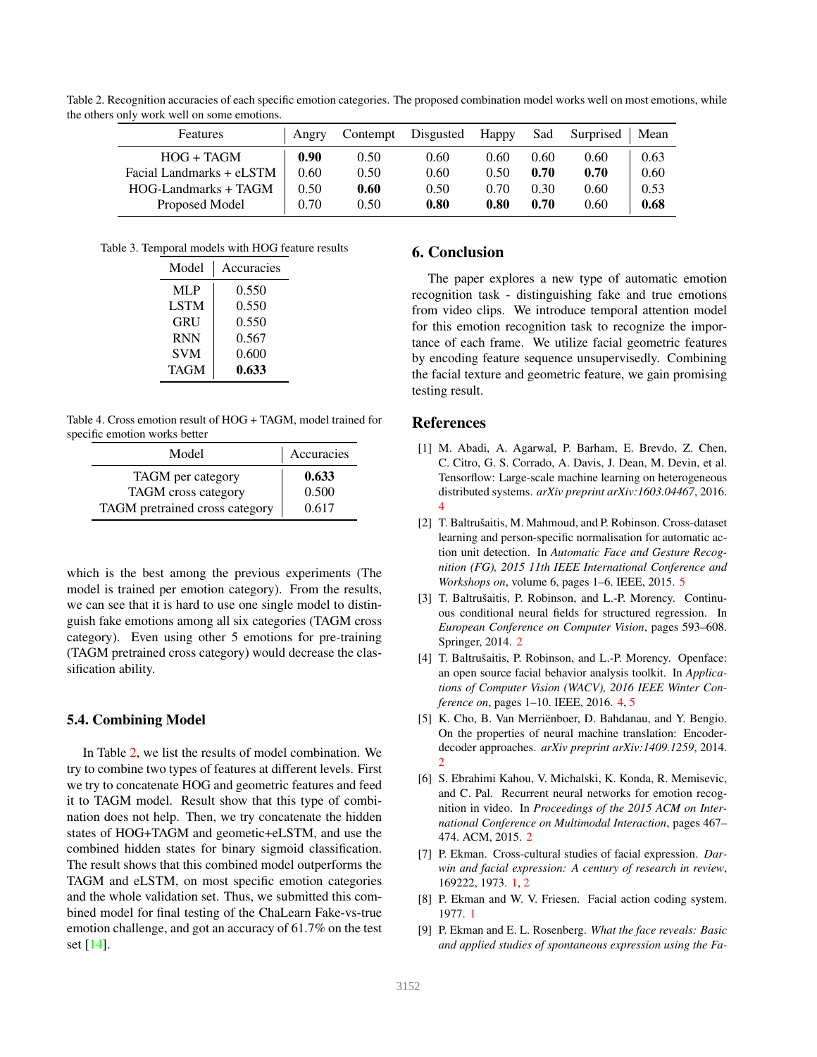Table 2. Recognition accuracies of each specific emotion categories. The proposed combination model works well on most emotions, while the others only work well on some emotions.

| Features | Angry | Contempt | Disgusted | Happy | Sad | Surprised | Mean |
|---|---|---|---|---|---|---|---|
| HOG + TAGM | **0.90** | 0.50 | 0.60 | 0.60 | 0.60 | 0.60 | 0.63 |
| Facial Landmarks + eLSTM | 0.60 | 0.50 | 0.60 | 0.50 | **0.70** | **0.70** | 0.60 |
| HOG-Landmarks + TAGM | 0.50 | **0.60** | 0.50 | 0.70 | 0.30 | 0.60 | 0.53 |
| Proposed Model | 0.70 | 0.50 | **0.80** | **0.80** | **0.70** | 0.60 | **0.68** |

Table 3. Temporal models with HOG feature results

| Model | Accuracies |
|---|---|
| MLP | 0.550 |
| LSTM | 0.550 |
| GRU | 0.550 |
| RNN | 0.567 |
| SVM | 0.600 |
| TAGM | **0.633** |

Table 4. Cross emotion result of HOG + TAGM, model trained for specific emotion works better

| Model | Accuracies |
|---|---|
| TAGM per category | **0.633** |
| TAGM cross category | 0.500 |
| TAGM pretrained cross category | 0.617 |

which is the best among the previous experiments (The model is trained per emotion category). From the results, we can see that it is hard to use one single model to distinguish fake emotions among all six categories (TAGM cross category). Even using other 5 emotions for pre-training (TAGM pretrained cross category) would decrease the classification ability.

### 5.4. Combining Model

In Table 2, we list the results of model combination. We try to combine two types of features at different levels. First we try to concatenate HOG and geometric features and feed it to TAGM model. Result show that this type of combination does not help. Then, we try concatenate the hidden states of HOG+TAGM and geometic+eLSTM, and use the combined hidden states for binary sigmoid classification. The result shows that this combined model outperforms the TAGM and eLSTM, on most specific emotion categories and the whole validation set. Thus, we submitted this combined model for final testing of the ChaLearn Fake-vs-true emotion challenge, and got an accuracy of 61.7% on the test set [14].

## 6. Conclusion

The paper explores a new type of automatic emotion recognition task - distinguishing fake and true emotions from video clips. We introduce temporal attention model for this emotion recognition task to recognize the importance of each frame. We utilize facial geometric features by encoding feature sequence unsupervisedly. Combining the facial texture and geometric feature, we gain promising testing result.

## References

[1] M. Abadi, A. Agarwal, P. Barham, E. Brevdo, Z. Chen, C. Citro, G. S. Corrado, A. Davis, J. Dean, M. Devin, et al. Tensorflow: Large-scale machine learning on heterogeneous distributed systems. *arXiv preprint arXiv:1603.04467*, 2016. 4

[2] T. Baltrušaitis, M. Mahmoud, and P. Robinson. Cross-dataset learning and person-specific normalisation for automatic action unit detection. In *Automatic Face and Gesture Recognition (FG), 2015 11th IEEE International Conference and Workshops on*, volume 6, pages 1–6. IEEE, 2015. 5

[3] T. Baltrušaitis, P. Robinson, and L.-P. Morency. Continuous conditional neural fields for structured regression. In *European Conference on Computer Vision*, pages 593–608. Springer, 2014. 2

[4] T. Baltrušaitis, P. Robinson, and L.-P. Morency. Openface: an open source facial behavior analysis toolkit. In *Applications of Computer Vision (WACV), 2016 IEEE Winter Conference on*, pages 1–10. IEEE, 2016. 4, 5

[5] K. Cho, B. Van Merriënboer, D. Bahdanau, and Y. Bengio. On the properties of neural machine translation: Encoder-decoder approaches. *arXiv preprint arXiv:1409.1259*, 2014. 2

[6] S. Ebrahimi Kahou, V. Michalski, K. Konda, R. Memisevic, and C. Pal. Recurrent neural networks for emotion recognition in video. In *Proceedings of the 2015 ACM on International Conference on Multimodal Interaction*, pages 467–474. ACM, 2015. 2

[7] P. Ekman. Cross-cultural studies of facial expression. *Darwin and facial expression: A century of research in review*, 169222, 1973. 1, 2

[8] P. Ekman and W. V. Friesen. Facial action coding system. 1977. 1

[9] P. Ekman and E. L. Rosenberg. *What the face reveals: Basic and applied studies of spontaneous expression using the Fa-*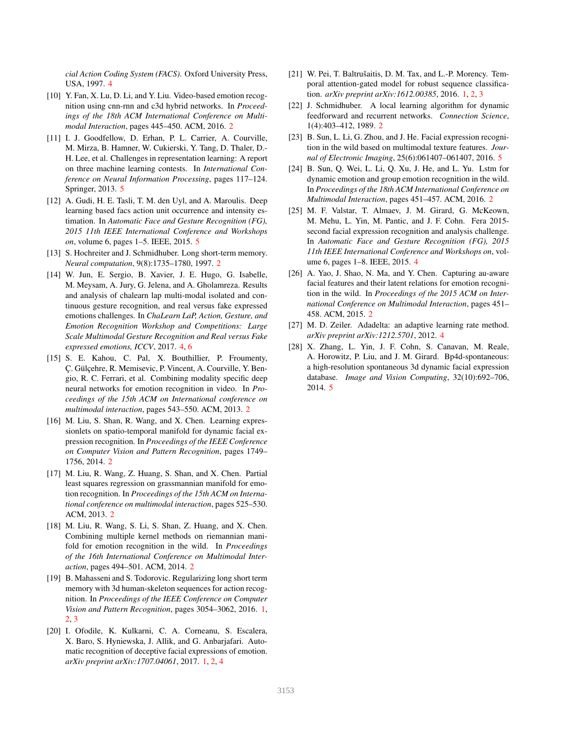*cial Action Coding System (FACS)*. Oxford University Press, USA, 1997. 4

[10] Y. Fan, X. Lu, D. Li, and Y. Liu. Video-based emotion recognition using cnn-rnn and c3d hybrid networks. In *Proceedings of the 18th ACM International Conference on Multimodal Interaction*, pages 445–450. ACM, 2016. 2

[11] I. J. Goodfellow, D. Erhan, P. L. Carrier, A. Courville, M. Mirza, B. Hamner, W. Cukierski, Y. Tang, D. Thaler, D.-H. Lee, et al. Challenges in representation learning: A report on three machine learning contests. In *International Conference on Neural Information Processing*, pages 117–124. Springer, 2013. 5

[12] A. Gudi, H. E. Tasli, T. M. den Uyl, and A. Maroulis. Deep learning based facs action unit occurrence and intensity estimation. In *Automatic Face and Gesture Recognition (FG), 2015 11th IEEE International Conference and Workshops on*, volume 6, pages 1–5. IEEE, 2015. 5

[13] S. Hochreiter and J. Schmidhuber. Long short-term memory. *Neural computation*, 9(8):1735–1780, 1997. 2

[14] W. Jun, E. Sergio, B. Xavier, J. E. Hugo, G. Isabelle, M. Meysam, A. Jury, G. Jelena, and A. Gholamreza. Results and analysis of chalearn lap multi-modal isolated and continuous gesture recognition, and real versus fake expressed emotions challenges. In *ChaLearn LaP, Action, Gesture, and Emotion Recognition Workshop and Competitions: Large Scale Multimodal Gesture Recognition and Real versus Fake expressed emotions, ICCV*, 2017. 4, 6

[15] S. E. Kahou, C. Pal, X. Bouthillier, P. Froumenty, Ç. Gülçehre, R. Memisevic, P. Vincent, A. Courville, Y. Bengio, R. C. Ferrari, et al. Combining modality specific deep neural networks for emotion recognition in video. In *Proceedings of the 15th ACM on International conference on multimodal interaction*, pages 543–550. ACM, 2013. 2

[16] M. Liu, S. Shan, R. Wang, and X. Chen. Learning expressionlets on spatio-temporal manifold for dynamic facial expression recognition. In *Proceedings of the IEEE Conference on Computer Vision and Pattern Recognition*, pages 1749–1756, 2014. 2

[17] M. Liu, R. Wang, Z. Huang, S. Shan, and X. Chen. Partial least squares regression on grassmannian manifold for emotion recognition. In *Proceedings of the 15th ACM on International conference on multimodal interaction*, pages 525–530. ACM, 2013. 2

[18] M. Liu, R. Wang, S. Li, S. Shan, Z. Huang, and X. Chen. Combining multiple kernel methods on riemannian manifold for emotion recognition in the wild. In *Proceedings of the 16th International Conference on Multimodal Interaction*, pages 494–501. ACM, 2014. 2

[19] B. Mahasseni and S. Todorovic. Regularizing long short term memory with 3d human-skeleton sequences for action recognition. In *Proceedings of the IEEE Conference on Computer Vision and Pattern Recognition*, pages 3054–3062, 2016. 1, 2, 3

[20] I. Ofodile, K. Kulkarni, C. A. Corneanu, S. Escalera, X. Baro, S. Hyniewska, J. Allik, and G. Anbarjafari. Automatic recognition of deceptive facial expressions of emotion. *arXiv preprint arXiv:1707.04061*, 2017. 1, 2, 4

[21] W. Pei, T. Baltrušaitis, D. M. Tax, and L.-P. Morency. Temporal attention-gated model for robust sequence classification. *arXiv preprint arXiv:1612.00385*, 2016. 1, 2, 3

[22] J. Schmidhuber. A local learning algorithm for dynamic feedforward and recurrent networks. *Connection Science*, 1(4):403–412, 1989. 2

[23] B. Sun, L. Li, G. Zhou, and J. He. Facial expression recognition in the wild based on multimodal texture features. *Journal of Electronic Imaging*, 25(6):061407–061407, 2016. 5

[24] B. Sun, Q. Wei, L. Li, Q. Xu, J. He, and L. Yu. Lstm for dynamic emotion and group emotion recognition in the wild. In *Proceedings of the 18th ACM International Conference on Multimodal Interaction*, pages 451–457. ACM, 2016. 2

[25] M. F. Valstar, T. Almaev, J. M. Girard, G. McKeown, M. Mehu, L. Yin, M. Pantic, and J. F. Cohn. Fera 2015-second facial expression recognition and analysis challenge. In *Automatic Face and Gesture Recognition (FG), 2015 11th IEEE International Conference and Workshops on*, volume 6, pages 1–8. IEEE, 2015. 4

[26] A. Yao, J. Shao, N. Ma, and Y. Chen. Capturing au-aware facial features and their latent relations for emotion recognition in the wild. In *Proceedings of the 2015 ACM on International Conference on Multimodal Interaction*, pages 451–458. ACM, 2015. 2

[27] M. D. Zeiler. Adadelta: an adaptive learning rate method. *arXiv preprint arXiv:1212.5701*, 2012. 4

[28] X. Zhang, L. Yin, J. F. Cohn, S. Canavan, M. Reale, A. Horowitz, P. Liu, and J. M. Girard. Bp4d-spontaneous: a high-resolution spontaneous 3d dynamic facial expression database. *Image and Vision Computing*, 32(10):692–706, 2014. 5